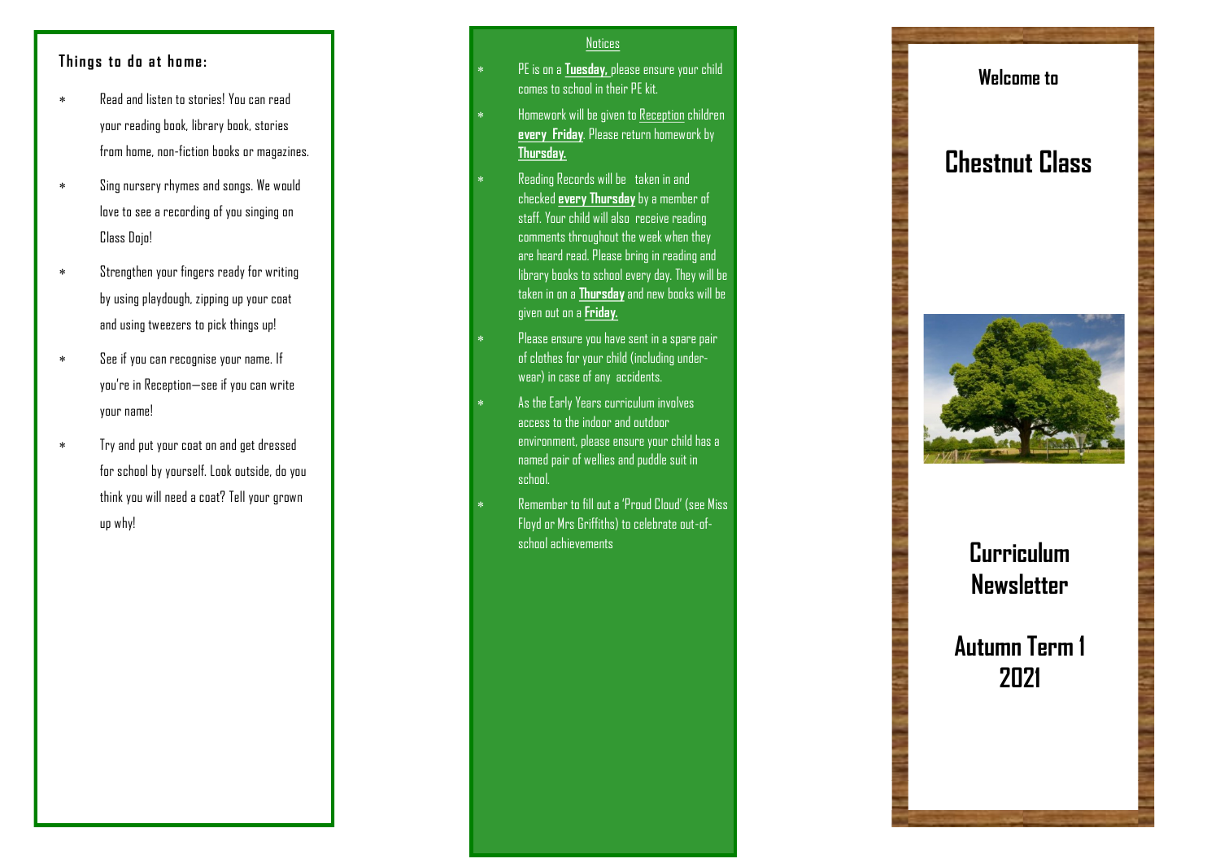## Things to do at home:

- Read and listen to stories! You can read your reading book, library book, stories from home, non-fiction books or magazines.
- Sing nursery rhymes and songs. We would love to see a recording of you singing on Class Dojo!
- Strengthen your fingers ready for writing by using playdough, zipping up your coat and using tweezers to pick things up!
- See if you can recognise your name. If you're in Reception—see if you can write your name!
- Try and put your coat on and get dressed for school by yourself. Look outside, do you think you will need a coat? Tell your grown up why!

## Notices

- PE is on a **Tuesday,** please ensure your child comes to school in their PE kit.
- Homework will be given to Reception children **every Friday**. Please return homework by **Thursday.**
- Reading Records will be taken in and checked **every Thursday** by a member of staff. Your child will also receive reading comments throughout the week when they are heard read. Please bring in reading and library books to school every day. They will be taken in on a **Thursday** and new books will be given out on a **Friday.**
- Please ensure you have sent in a spare pair of clothes for your child (including under-wear) in case of any accidents.
- As the Early Years curriculum involves access to the indoor and outdoor environment, please ensure your child has a named pair of wellies and puddle suit in school.
- Remember to fill out a 'Proud Cloud' (see Miss Floyd or Mrs Griffiths) to celebrate out-of-school achievements

**Welcome to**

# Chestnut Class

# Curriculum Newsletter

## Autumn Term 1 2021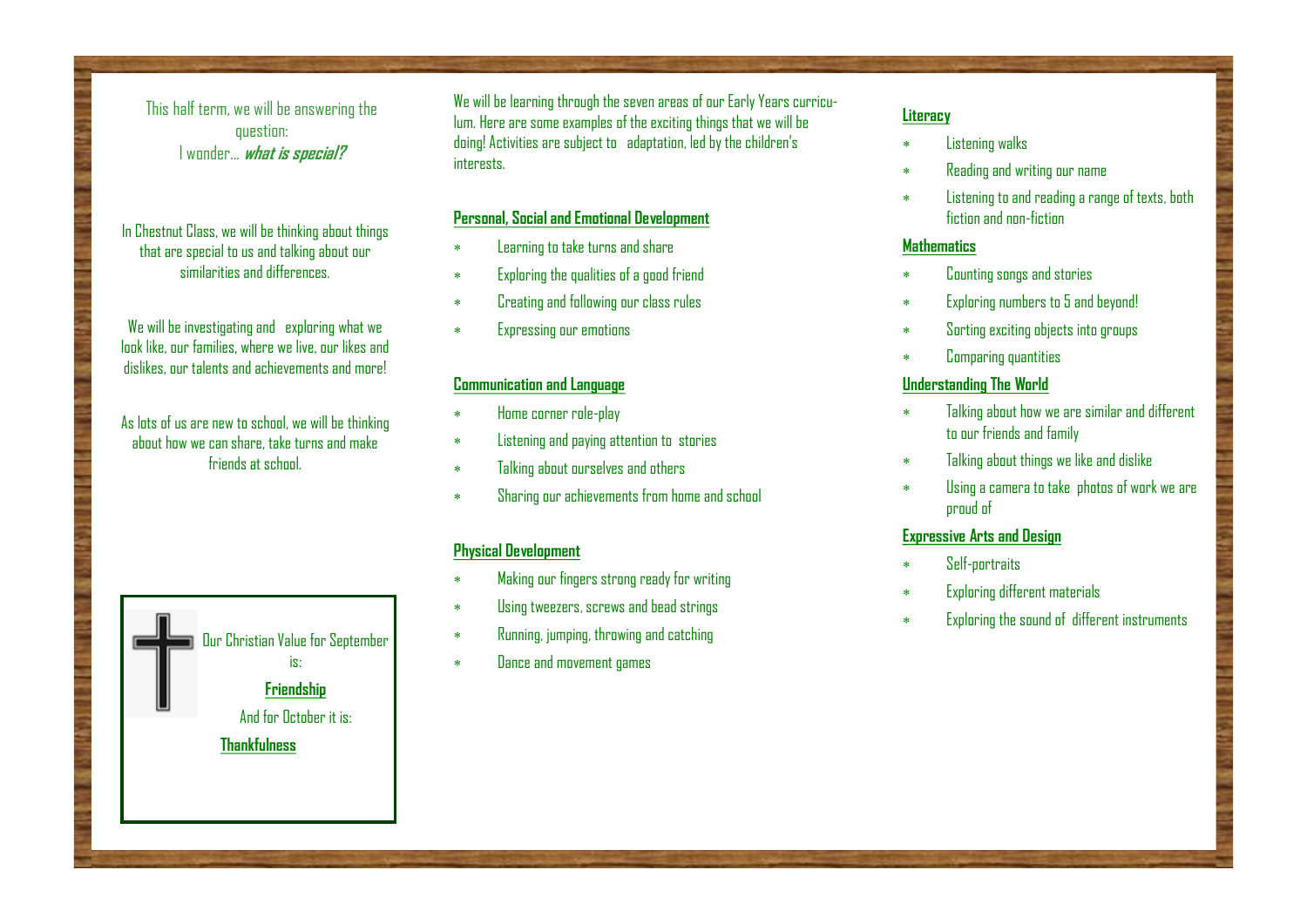This half term, we will be answering the question:
I wonder… ***what is special?***

In Chestnut Class, we will be thinking about things that are special to us and talking about our similarities and differences.

We will be investigating and exploring what we look like, our families, where we live, our likes and dislikes, our talents and achievements and more!

As lots of us are new to school, we will be thinking about how we can share, take turns and make friends at school.

Our Christian Value for September is:

**Friendship**

And for October it is:

**Thankfulness**

We will be learning through the seven areas of our Early Years curriculum. Here are some examples of the exciting things that we will be doing! Activities are subject to adaptation, led by the children's interests.

**Personal, Social and Emotional Development**

- Learning to take turns and share
- Exploring the qualities of a good friend
- Creating and following our class rules
- Expressing our emotions

**Communication and Language**

- Home corner role-play
- Listening and paying attention to stories
- Talking about ourselves and others
- Sharing our achievements from home and school

**Physical Development**

- Making our fingers strong ready for writing
- Using tweezers, screws and bead strings
- Running, jumping, throwing and catching
- Dance and movement games

**Literacy**

- Listening walks
- Reading and writing our name
- Listening to and reading a range of texts, both fiction and non-fiction

**Mathematics**

- Counting songs and stories
- Exploring numbers to 5 and beyond!
- Sorting exciting objects into groups
- Comparing quantities

**Understanding The World**

- Talking about how we are similar and different to our friends and family
- Talking about things we like and dislike
- Using a camera to take photos of work we are proud of

**Expressive Arts and Design**

- Self-portraits
- Exploring different materials
- Exploring the sound of different instruments